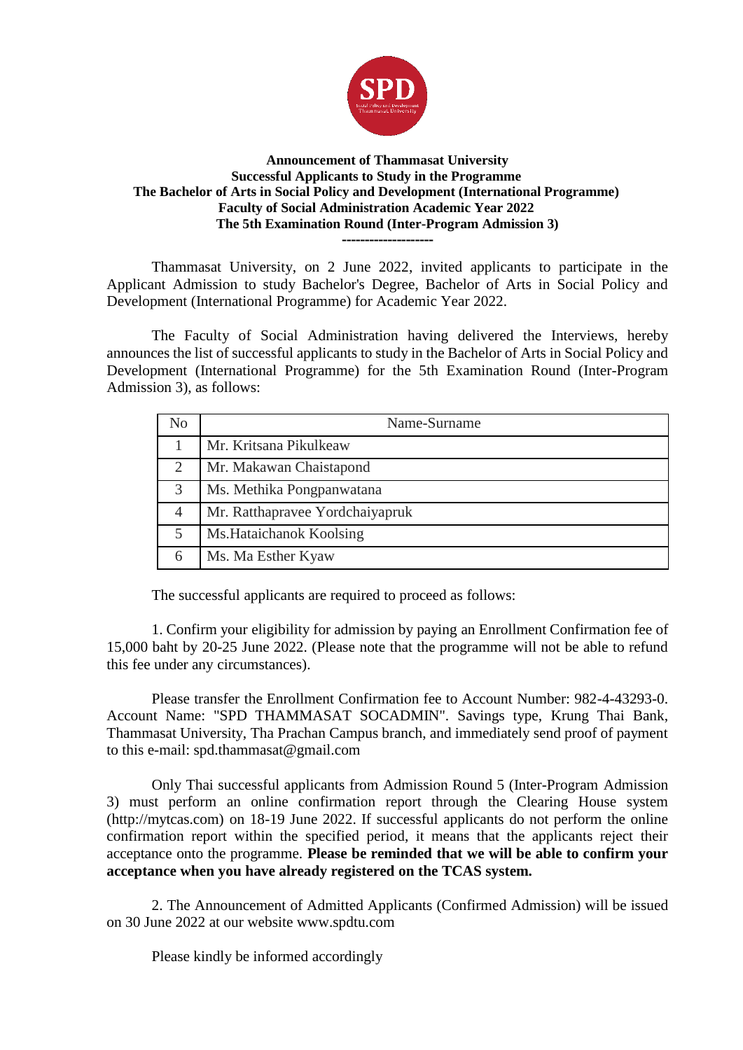**Announcement of Thammasat University**
**Successful Applicants to Study in the Programme**
**The Bachelor of Arts in Social Policy and Development (International Programme)**
**Faculty of Social Administration Academic Year 2022**
**The 5th Examination Round (Inter-Program Admission 3)**

**--------------------**

Thammasat University, on 2 June 2022, invited applicants to participate in the Applicant Admission to study Bachelor's Degree, Bachelor of Arts in Social Policy and Development (International Programme) for Academic Year 2022.

The Faculty of Social Administration having delivered the Interviews, hereby announces the list of successful applicants to study in the Bachelor of Arts in Social Policy and Development (International Programme) for the 5th Examination Round (Inter-Program Admission 3), as follows:

| No | Name-Surname |
|---|---|
| 1 | Mr. Kritsana Pikulkeaw |
| 2 | Mr. Makawan Chaistapond |
| 3 | Ms. Methika Pongpanwatana |
| 4 | Mr. Ratthapravee Yordchaiyapruk |
| 5 | Ms.Hataichanok Koolsing |
| 6 | Ms. Ma Esther Kyaw |

The successful applicants are required to proceed as follows:

1. Confirm your eligibility for admission by paying an Enrollment Confirmation fee of 15,000 baht by 20-25 June 2022. (Please note that the programme will not be able to refund this fee under any circumstances).

Please transfer the Enrollment Confirmation fee to Account Number: 982-4-43293-0. Account Name: "SPD THAMMASAT SOCADMIN". Savings type, Krung Thai Bank, Thammasat University, Tha Prachan Campus branch, and immediately send proof of payment to this e-mail: spd.thammasat@gmail.com

Only Thai successful applicants from Admission Round 5 (Inter-Program Admission 3) must perform an online confirmation report through the Clearing House system (http://mytcas.com) on 18-19 June 2022. If successful applicants do not perform the online confirmation report within the specified period, it means that the applicants reject their acceptance onto the programme. **Please be reminded that we will be able to confirm your acceptance when you have already registered on the TCAS system.**

2. The Announcement of Admitted Applicants (Confirmed Admission) will be issued on 30 June 2022 at our website www.spdtu.com

Please kindly be informed accordingly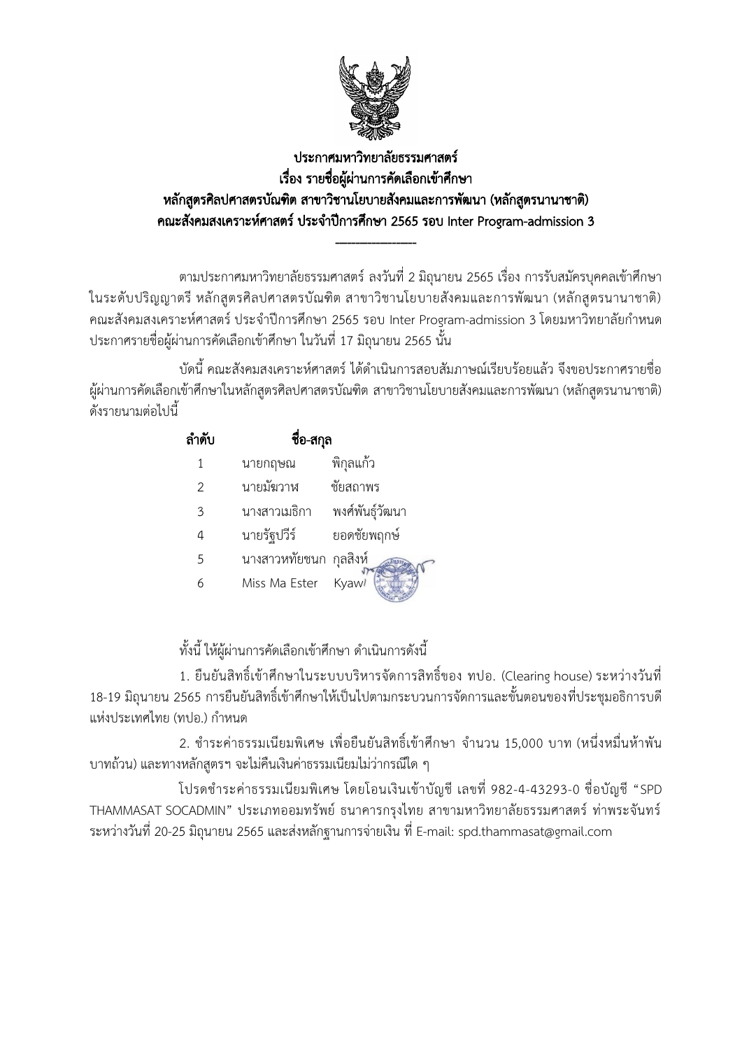# ประกาศมหาวิทยาลัยธรรมศาสตร์
## เรื่อง รายชื่อผู้ผ่านการคัดเลือกเข้าศึกษา
## หลักสูตรศิลปศาสตรบัณฑิต สาขาวิชานโยบายสังคมและการพัฒนา (หลักสูตรนานาชาติ)
## คณะสังคมสงเคราะห์ศาสตร์ ประจำปีการศึกษา 2565 รอบ Inter Program-admission 3

---

ตามประกาศมหาวิทยาลัยธรรมศาสตร์ ลงวันที่ 2 มิถุนายน 2565 เรื่อง การรับสมัครบุคคลเข้าศึกษาในระดับปริญญาตรี หลักสูตรศิลปศาสตรบัณฑิต สาขาวิชานโยบายสังคมและการพัฒนา (หลักสูตรนานาชาติ) คณะสังคมสงเคราะห์ศาสตร์ ประจำปีการศึกษา 2565 รอบ Inter Program-admission 3 โดยมหาวิทยาลัยกำหนดประกาศรายชื่อผู้ผ่านการคัดเลือกเข้าศึกษา ในวันที่ 17 มิถุนายน 2565 นั้น

บัดนี้ คณะสังคมสงเคราะห์ศาสตร์ ได้ดำเนินการสอบสัมภาษณ์เรียบร้อยแล้ว จึงขอประกาศรายชื่อผู้ผ่านการคัดเลือกเข้าศึกษาในหลักสูตรศิลปศาสตรบัณฑิต สาขาวิชานโยบายสังคมและการพัฒนา (หลักสูตรนานาชาติ) ดังรายนามต่อไปนี้

| ลำดับ | ชื่อ-สกุล | |
|---|---|---|
| 1 | นายกฤษณ | พิกุลแก้ว |
| 2 | นายมัฆวาฬ | ชัยสถาพร |
| 3 | นางสาวเมธิกา | พงศ์พันธุ์วัฒนา |
| 4 | นายรัฐปวีร์ | ยอดชัยพฤกษ์ |
| 5 | นางสาวหทัยชนก | กุลสิงห์ |
| 6 | Miss Ma Ester | Kyaw |

ทั้งนี้ ให้ผู้ผ่านการคัดเลือกเข้าศึกษา ดำเนินการดังนี้

1. ยืนยันสิทธิ์เข้าศึกษาในระบบบริหารจัดการสิทธิ์ของ ทปอ. (Clearing house) ระหว่างวันที่ 18-19 มิถุนายน 2565 การยืนยันสิทธิ์เข้าศึกษาให้เป็นไปตามกระบวนการจัดการและขั้นตอนของที่ประชุมอธิการบดีแห่งประเทศไทย (ทปอ.) กำหนด

2. ชำระค่าธรรมเนียมพิเศษ เพื่อยืนยันสิทธิ์เข้าศึกษา จำนวน 15,000 บาท (หนึ่งหมื่นห้าพันบาทถ้วน) และทางหลักสูตรฯ จะไม่คืนเงินค่าธรรมเนียมไม่ว่ากรณีใด ๆ

โปรดชำระค่าธรรมเนียมพิเศษ โดยโอนเงินเข้าบัญชี เลขที่ 982-4-43293-0 ชื่อบัญชี "SPD THAMMASAT SOCADMIN" ประเภทออมทรัพย์ ธนาคารกรุงไทย สาขามหาวิทยาลัยธรรมศาสตร์ ท่าพระจันทร์ ระหว่างวันที่ 20-25 มิถุนายน 2565 และส่งหลักฐานการจ่ายเงิน ที่ E-mail: spd.thammasat@gmail.com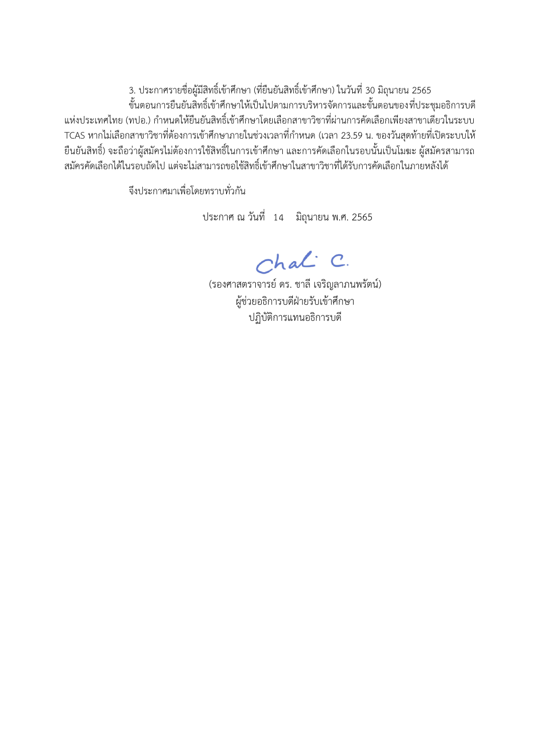3. ประกาศรายชื่อผู้มีสิทธิ์เข้าศึกษา (ที่ยืนยันสิทธิ์เข้าศึกษา) ในวันที่ 30 มิถุนายน 2565

ขั้นตอนการยืนยันสิทธิ์เข้าศึกษาให้เป็นไปตามการบริหารจัดการและขั้นตอนของที่ประชุมอธิการบดีแห่งประเทศไทย (ทปอ.) กำหนดให้ยืนยันสิทธิ์เข้าศึกษาโดยเลือกสาขาวิชาที่ผ่านการคัดเลือกเพียงสาขาเดียวในระบบ TCAS หากไม่เลือกสาขาวิชาที่ต้องการเข้าศึกษาภายในช่วงเวลาที่กำหนด (เวลา 23.59 น. ของวันสุดท้ายที่เปิดระบบให้ยืนยันสิทธิ์) จะถือว่าผู้สมัครไม่ต้องการใช้สิทธิ์ในการเข้าศึกษา และการคัดเลือกในรอบนั้นเป็นโมฆะ ผู้สมัครสามารถสมัครคัดเลือกได้ในรอบถัดไป แต่จะไม่สามารถขอใช้สิทธิ์เข้าศึกษาในสาขาวิชาที่ได้รับการคัดเลือกในภายหลังได้

จึงประกาศมาเพื่อโดยทราบทั่วกัน

ประกาศ ณ วันที่ 14 มิถุนายน พ.ศ. 2565

Chali C.

(รองศาสตราจารย์ ดร. ชาลี เจริญลาภนพรัตน์)

ผู้ช่วยอธิการบดีฝ่ายรับเข้าศึกษา

ปฏิบัติการแทนอธิการบดี